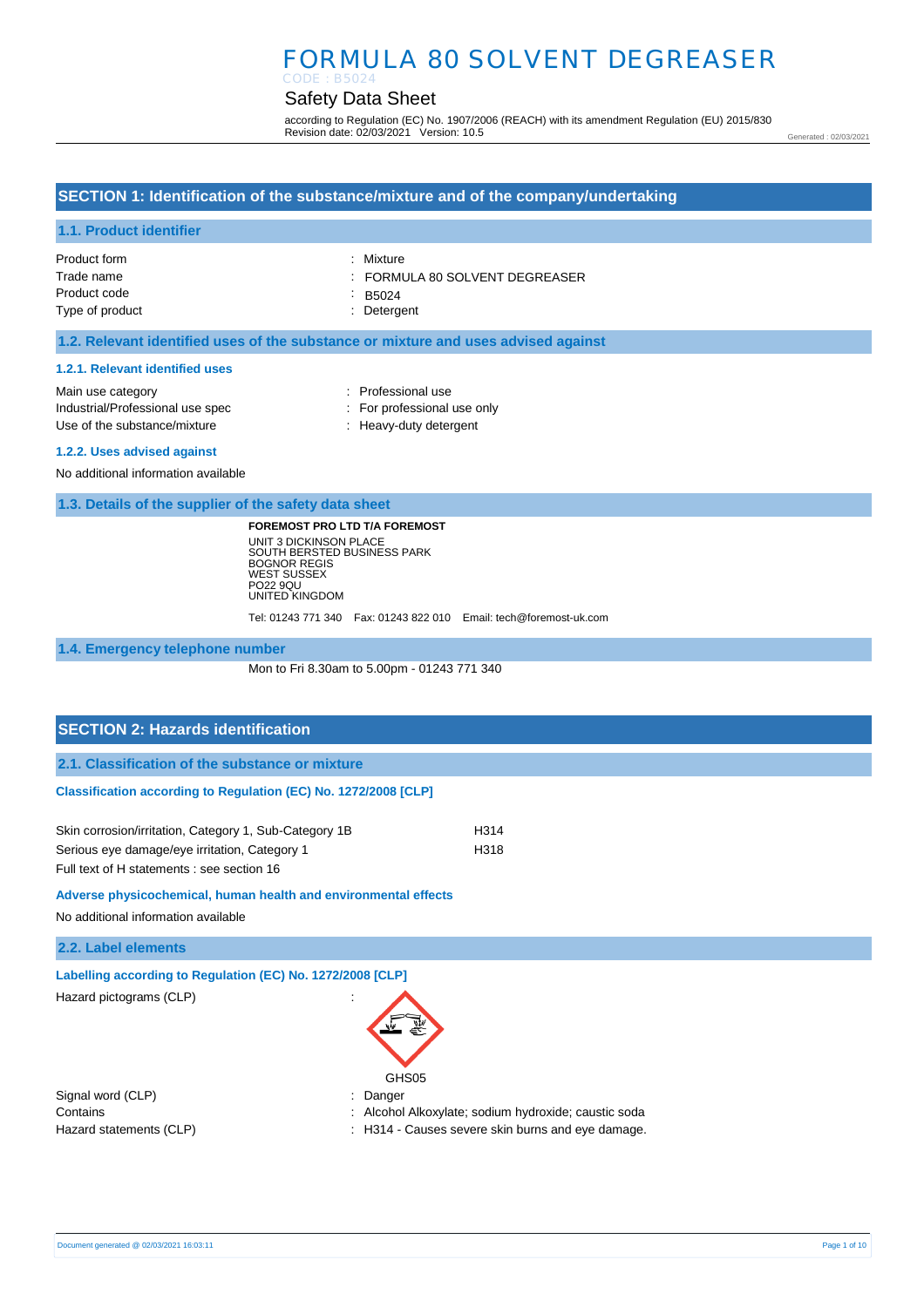# FORMULA 80 SOLVENT DEGREASER

CODE : B5024

## Safety Data Sheet

according to Regulation (EC) No. 1907/2006 (REACH) with its amendment Regulation (EU) 2015/830
Revision date: 02/03/2021 Version: 10.5

Generated : 02/03/2021

## SECTION 1: Identification of the substance/mixture and of the company/undertaking

### 1.1. Product identifier

| | |
|---|---|
| Product form | : Mixture |
| Trade name | : FORMULA 80 SOLVENT DEGREASER |
| Product code | : B5024 |
| Type of product | : Detergent |

### 1.2. Relevant identified uses of the substance or mixture and uses advised against

#### 1.2.1. Relevant identified uses

| | |
|---|---|
| Main use category | : Professional use |
| Industrial/Professional use spec | : For professional use only |
| Use of the substance/mixture | : Heavy-duty detergent |

#### 1.2.2. Uses advised against

No additional information available

### 1.3. Details of the supplier of the safety data sheet

**FOREMOST PRO LTD T/A FOREMOST**
UNIT 3 DICKINSON PLACE
SOUTH BERSTED BUSINESS PARK
BOGNOR REGIS
WEST SUSSEX
PO22 9QU
UNITED KINGDOM

Tel: 01243 771 340 Fax: 01243 822 010 Email: tech@foremost-uk.com

### 1.4. Emergency telephone number

Mon to Fri 8.30am to 5.00pm - 01243 771 340

## SECTION 2: Hazards identification

### 2.1. Classification of the substance or mixture

#### Classification according to Regulation (EC) No. 1272/2008 [CLP]

| | |
|---|---|
| Skin corrosion/irritation, Category 1, Sub-Category 1B | H314 |
| Serious eye damage/eye irritation, Category 1 | H318 |

Full text of H statements : see section 16

#### Adverse physicochemical, human health and environmental effects

No additional information available

### 2.2. Label elements

#### Labelling according to Regulation (EC) No. 1272/2008 [CLP]

| | |
|---|---|
| Hazard pictograms (CLP) | : GHS05 |
| Signal word (CLP) | : Danger |
| Contains | : Alcohol Alkoxylate; sodium hydroxide; caustic soda |
| Hazard statements (CLP) | : H314 - Causes severe skin burns and eye damage. |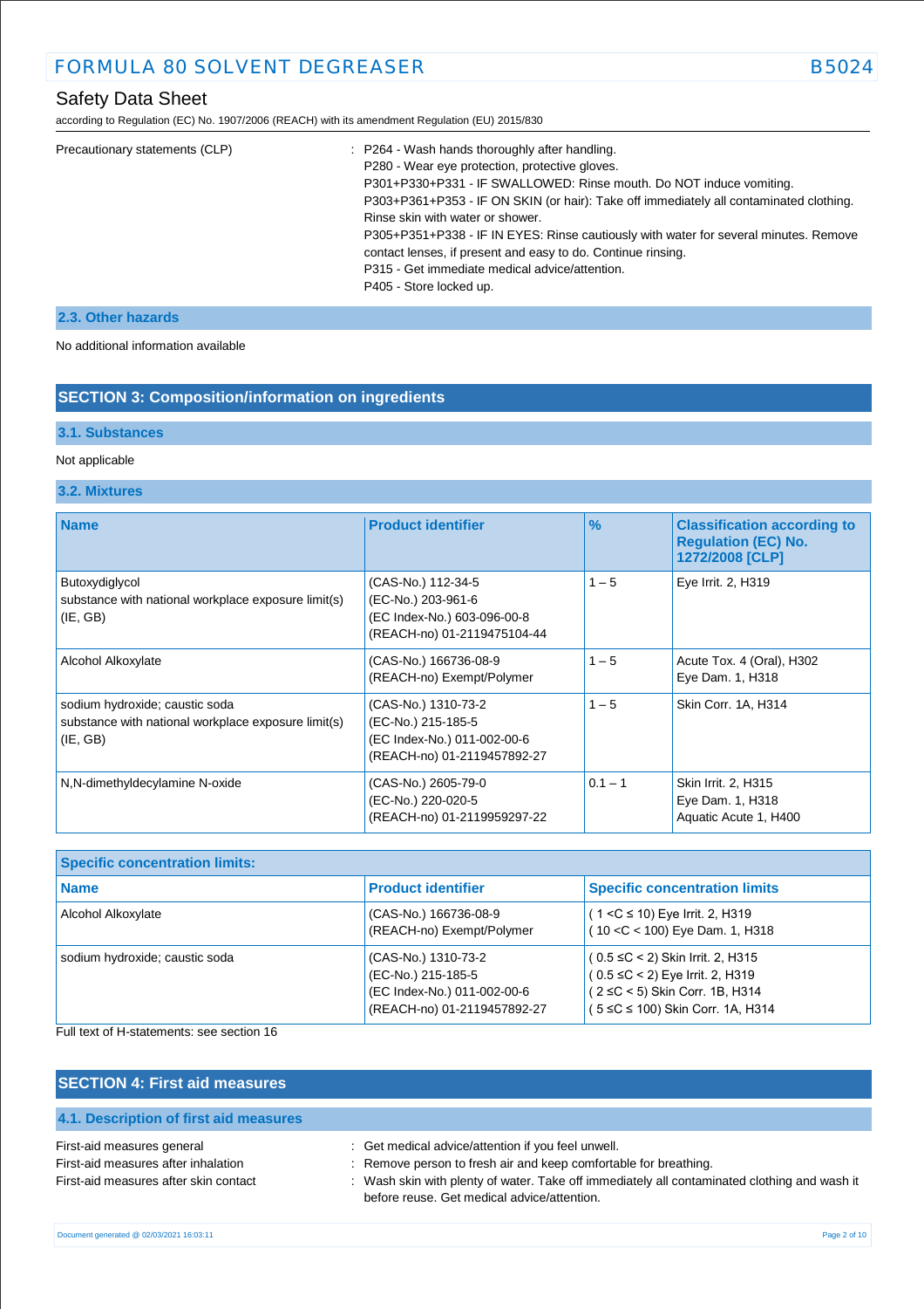| | |
|---|---|
| Precautionary statements (CLP) | : P264 - Wash hands thoroughly after handling.<br>P280 - Wear eye protection, protective gloves.<br>P301+P330+P331 - IF SWALLOWED: Rinse mouth. Do NOT induce vomiting.<br>P303+P361+P353 - IF ON SKIN (or hair): Take off immediately all contaminated clothing. Rinse skin with water or shower.<br>P305+P351+P338 - IF IN EYES: Rinse cautiously with water for several minutes. Remove contact lenses, if present and easy to do. Continue rinsing.<br>P315 - Get immediate medical advice/attention.<br>P405 - Store locked up. |

### 2.3. Other hazards

No additional information available

## SECTION 3: Composition/information on ingredients

### 3.1. Substances

Not applicable

### 3.2. Mixtures

| Name | Product identifier | % | Classification according to Regulation (EC) No. 1272/2008 [CLP] |
|---|---|---|---|
| Butoxydiglycol<br>substance with national workplace exposure limit(s) (IE, GB) | (CAS-No.) 112-34-5<br>(EC-No.) 203-961-6<br>(EC Index-No.) 603-096-00-8<br>(REACH-no) 01-2119475104-44 | 1 – 5 | Eye Irrit. 2, H319 |
| Alcohol Alkoxylate | (CAS-No.) 166736-08-9<br>(REACH-no) Exempt/Polymer | 1 – 5 | Acute Tox. 4 (Oral), H302<br>Eye Dam. 1, H318 |
| sodium hydroxide; caustic soda<br>substance with national workplace exposure limit(s) (IE, GB) | (CAS-No.) 1310-73-2<br>(EC-No.) 215-185-5<br>(EC Index-No.) 011-002-00-6<br>(REACH-no) 01-2119457892-27 | 1 – 5 | Skin Corr. 1A, H314 |
| N,N-dimethyldecylamine N-oxide | (CAS-No.) 2605-79-0<br>(EC-No.) 220-020-5<br>(REACH-no) 01-2119959297-22 | 0.1 – 1 | Skin Irrit. 2, H315<br>Eye Dam. 1, H318<br>Aquatic Acute 1, H400 |

**Specific concentration limits:**

| Name | Product identifier | Specific concentration limits |
|---|---|---|
| Alcohol Alkoxylate | (CAS-No.) 166736-08-9<br>(REACH-no) Exempt/Polymer | ( 1 <C ≤ 10) Eye Irrit. 2, H319<br>( 10 <C < 100) Eye Dam. 1, H318 |
| sodium hydroxide; caustic soda | (CAS-No.) 1310-73-2<br>(EC-No.) 215-185-5<br>(EC Index-No.) 011-002-00-6<br>(REACH-no) 01-2119457892-27 | ( 0.5 ≤C < 2) Skin Irrit. 2, H315<br>( 0.5 ≤C < 2) Eye Irrit. 2, H319<br>( 2 ≤C < 5) Skin Corr. 1B, H314<br>( 5 ≤C ≤ 100) Skin Corr. 1A, H314 |

Full text of H-statements: see section 16

## SECTION 4: First aid measures

### 4.1. Description of first aid measures

| | |
|---|---|
| First-aid measures general | : Get medical advice/attention if you feel unwell. |
| First-aid measures after inhalation | : Remove person to fresh air and keep comfortable for breathing. |
| First-aid measures after skin contact | : Wash skin with plenty of water. Take off immediately all contaminated clothing and wash it before reuse. Get medical advice/attention. |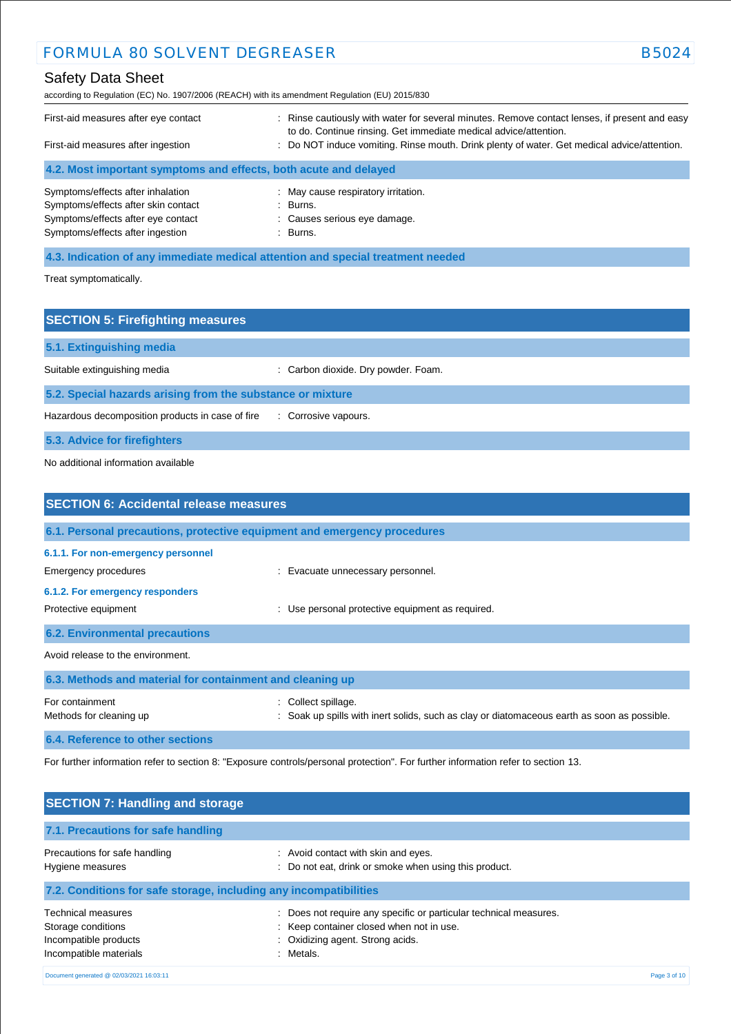| | |
|---|---|
| First-aid measures after eye contact | : Rinse cautiously with water for several minutes. Remove contact lenses, if present and easy to do. Continue rinsing. Get immediate medical advice/attention. |
| First-aid measures after ingestion | : Do NOT induce vomiting. Rinse mouth. Drink plenty of water. Get medical advice/attention. |

### 4.2. Most important symptoms and effects, both acute and delayed

| | |
|---|---|
| Symptoms/effects after inhalation | : May cause respiratory irritation. |
| Symptoms/effects after skin contact | : Burns. |
| Symptoms/effects after eye contact | : Causes serious eye damage. |
| Symptoms/effects after ingestion | : Burns. |

### 4.3. Indication of any immediate medical attention and special treatment needed

Treat symptomatically.

## SECTION 5: Firefighting measures

### 5.1. Extinguishing media

| | |
|---|---|
| Suitable extinguishing media | : Carbon dioxide. Dry powder. Foam. |

### 5.2. Special hazards arising from the substance or mixture

| | |
|---|---|
| Hazardous decomposition products in case of fire | : Corrosive vapours. |

### 5.3. Advice for firefighters

No additional information available

## SECTION 6: Accidental release measures

### 6.1. Personal precautions, protective equipment and emergency procedures

#### 6.1.1. For non-emergency personnel

| | |
|---|---|
| Emergency procedures | : Evacuate unnecessary personnel. |

#### 6.1.2. For emergency responders

| | |
|---|---|
| Protective equipment | : Use personal protective equipment as required. |

### 6.2. Environmental precautions

Avoid release to the environment.

### 6.3. Methods and material for containment and cleaning up

| | |
|---|---|
| For containment | : Collect spillage. |
| Methods for cleaning up | : Soak up spills with inert solids, such as clay or diatomaceous earth as soon as possible. |

### 6.4. Reference to other sections

For further information refer to section 8: "Exposure controls/personal protection". For further information refer to section 13.

## SECTION 7: Handling and storage

### 7.1. Precautions for safe handling

| | |
|---|---|
| Precautions for safe handling | : Avoid contact with skin and eyes. |
| Hygiene measures | : Do not eat, drink or smoke when using this product. |

### 7.2. Conditions for safe storage, including any incompatibilities

| | |
|---|---|
| Technical measures | : Does not require any specific or particular technical measures. |
| Storage conditions | : Keep container closed when not in use. |
| Incompatible products | : Oxidizing agent. Strong acids. |
| Incompatible materials | : Metals. |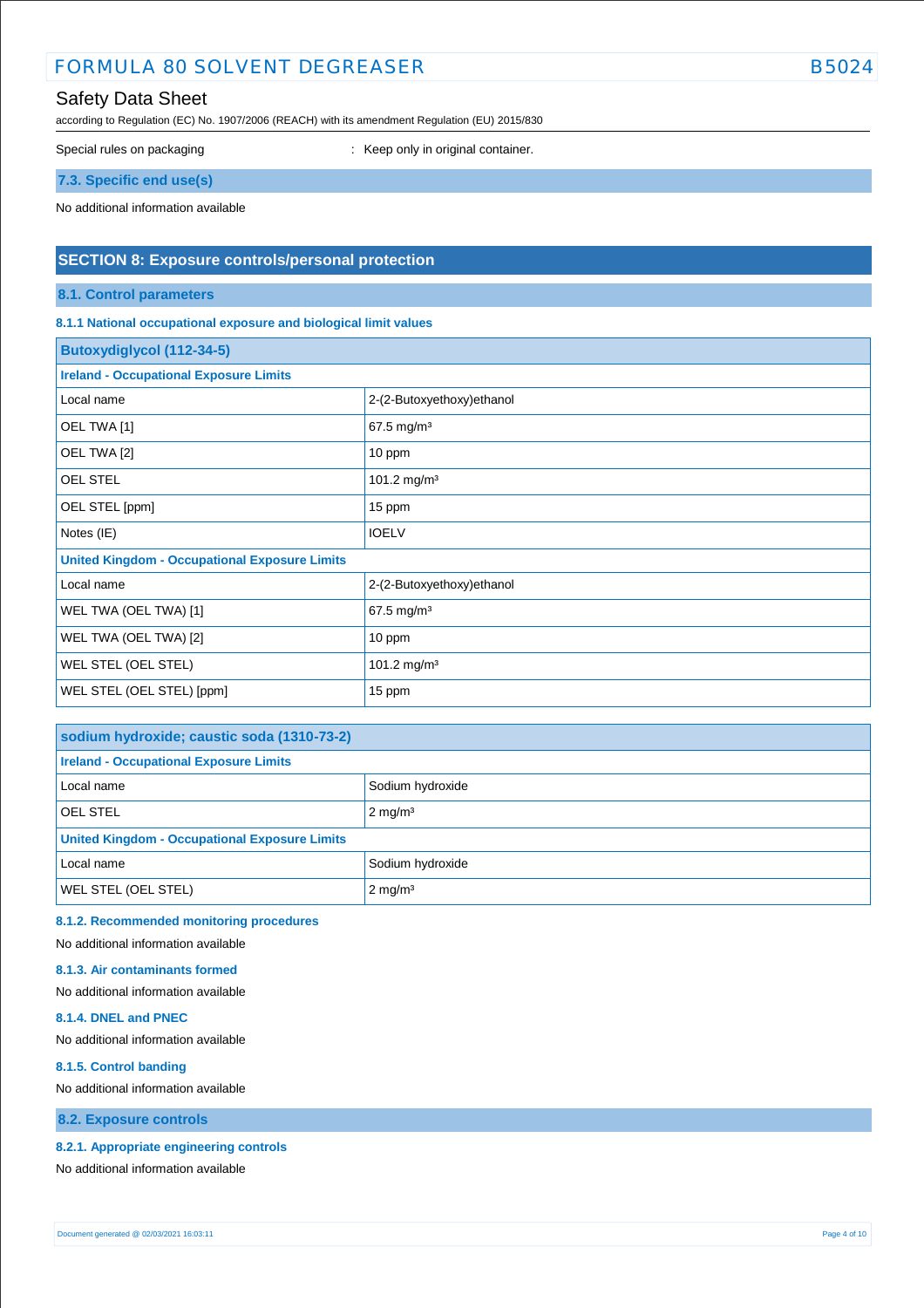| | |
|---|---|
| Special rules on packaging | : Keep only in original container. |

### 7.3. Specific end use(s)

No additional information available

## SECTION 8: Exposure controls/personal protection

### 8.1. Control parameters

#### 8.1.1 National occupational exposure and biological limit values

| Butoxydiglycol (112-34-5) | |
|---|---|
| **Ireland - Occupational Exposure Limits** | |
| Local name | 2-(2-Butoxyethoxy)ethanol |
| OEL TWA [1] | 67.5 mg/m³ |
| OEL TWA [2] | 10 ppm |
| OEL STEL | 101.2 mg/m³ |
| OEL STEL [ppm] | 15 ppm |
| Notes (IE) | IOELV |
| **United Kingdom - Occupational Exposure Limits** | |
| Local name | 2-(2-Butoxyethoxy)ethanol |
| WEL TWA (OEL TWA) [1] | 67.5 mg/m³ |
| WEL TWA (OEL TWA) [2] | 10 ppm |
| WEL STEL (OEL STEL) | 101.2 mg/m³ |
| WEL STEL (OEL STEL) [ppm] | 15 ppm |

| sodium hydroxide; caustic soda (1310-73-2) | |
|---|---|
| **Ireland - Occupational Exposure Limits** | |
| Local name | Sodium hydroxide |
| OEL STEL | 2 mg/m³ |
| **United Kingdom - Occupational Exposure Limits** | |
| Local name | Sodium hydroxide |
| WEL STEL (OEL STEL) | 2 mg/m³ |

#### 8.1.2. Recommended monitoring procedures

No additional information available

#### 8.1.3. Air contaminants formed

No additional information available

#### 8.1.4. DNEL and PNEC

No additional information available

#### 8.1.5. Control banding

No additional information available

### 8.2. Exposure controls

#### 8.2.1. Appropriate engineering controls

No additional information available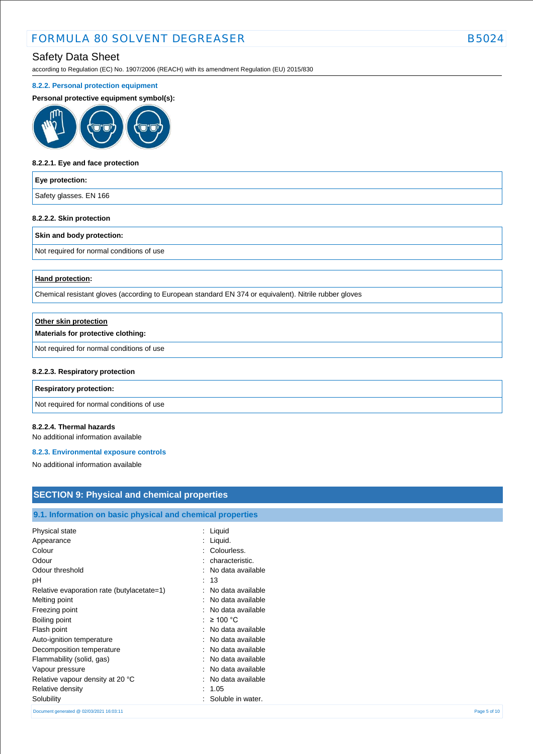Safety Data Sheet

according to Regulation (EC) No. 1907/2006 (REACH) with its amendment Regulation (EU) 2015/830

### 8.2.2. Personal protection equipment

**Personal protective equipment symbol(s):**

#### 8.2.2.1. Eye and face protection

| **Eye protection:** |
|---|
| Safety glasses. EN 166 |

#### 8.2.2.2. Skin protection

| **Skin and body protection:** |
|---|
| Not required for normal conditions of use |

| **Hand protection:** |
|---|
| Chemical resistant gloves (according to European standard EN 374 or equivalent). Nitrile rubber gloves |

| **Other skin protection** **Materials for protective clothing:** |
|---|
| Not required for normal conditions of use |

#### 8.2.2.3. Respiratory protection

| **Respiratory protection:** |
|---|
| Not required for normal conditions of use |

#### 8.2.2.4. Thermal hazards

No additional information available

### 8.2.3. Environmental exposure controls

No additional information available

## SECTION 9: Physical and chemical properties

### 9.1. Information on basic physical and chemical properties

| | |
|---|---|
| Physical state | : Liquid |
| Appearance | : Liquid. |
| Colour | : Colourless. |
| Odour | : characteristic. |
| Odour threshold | : No data available |
| pH | : 13 |
| Relative evaporation rate (butylacetate=1) | : No data available |
| Melting point | : No data available |
| Freezing point | : No data available |
| Boiling point | : ≥ 100 °C |
| Flash point | : No data available |
| Auto-ignition temperature | : No data available |
| Decomposition temperature | : No data available |
| Flammability (solid, gas) | : No data available |
| Vapour pressure | : No data available |
| Relative vapour density at 20 °C | : No data available |
| Relative density | : 1.05 |
| Solubility | : Soluble in water. |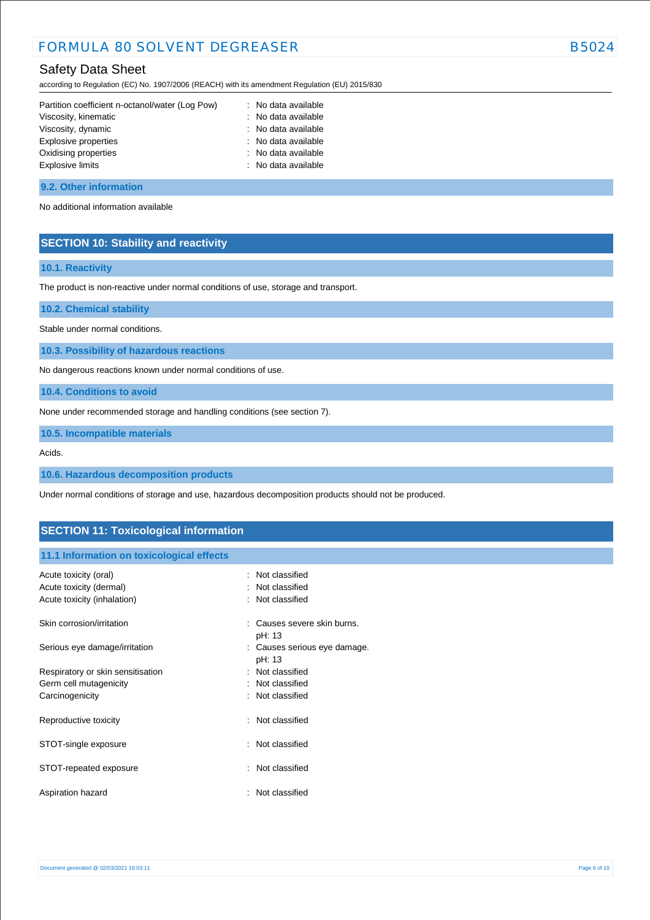| | |
|---|---|
| Partition coefficient n-octanol/water (Log Pow) | : No data available |
| Viscosity, kinematic | : No data available |
| Viscosity, dynamic | : No data available |
| Explosive properties | : No data available |
| Oxidising properties | : No data available |
| Explosive limits | : No data available |

### 9.2. Other information

No additional information available

## SECTION 10: Stability and reactivity

### 10.1. Reactivity

The product is non-reactive under normal conditions of use, storage and transport.

### 10.2. Chemical stability

Stable under normal conditions.

### 10.3. Possibility of hazardous reactions

No dangerous reactions known under normal conditions of use.

### 10.4. Conditions to avoid

None under recommended storage and handling conditions (see section 7).

### 10.5. Incompatible materials

Acids.

### 10.6. Hazardous decomposition products

Under normal conditions of storage and use, hazardous decomposition products should not be produced.

## SECTION 11: Toxicological information

### 11.1 Information on toxicological effects

| | |
|---|---|
| Acute toxicity (oral) | : Not classified |
| Acute toxicity (dermal) | : Not classified |
| Acute toxicity (inhalation) | : Not classified |
| Skin corrosion/irritation | : Causes severe skin burns.<br>pH: 13 |
| Serious eye damage/irritation | : Causes serious eye damage.<br>pH: 13 |
| Respiratory or skin sensitisation | : Not classified |
| Germ cell mutagenicity | : Not classified |
| Carcinogenicity | : Not classified |
| Reproductive toxicity | : Not classified |
| STOT-single exposure | : Not classified |
| STOT-repeated exposure | : Not classified |
| Aspiration hazard | : Not classified |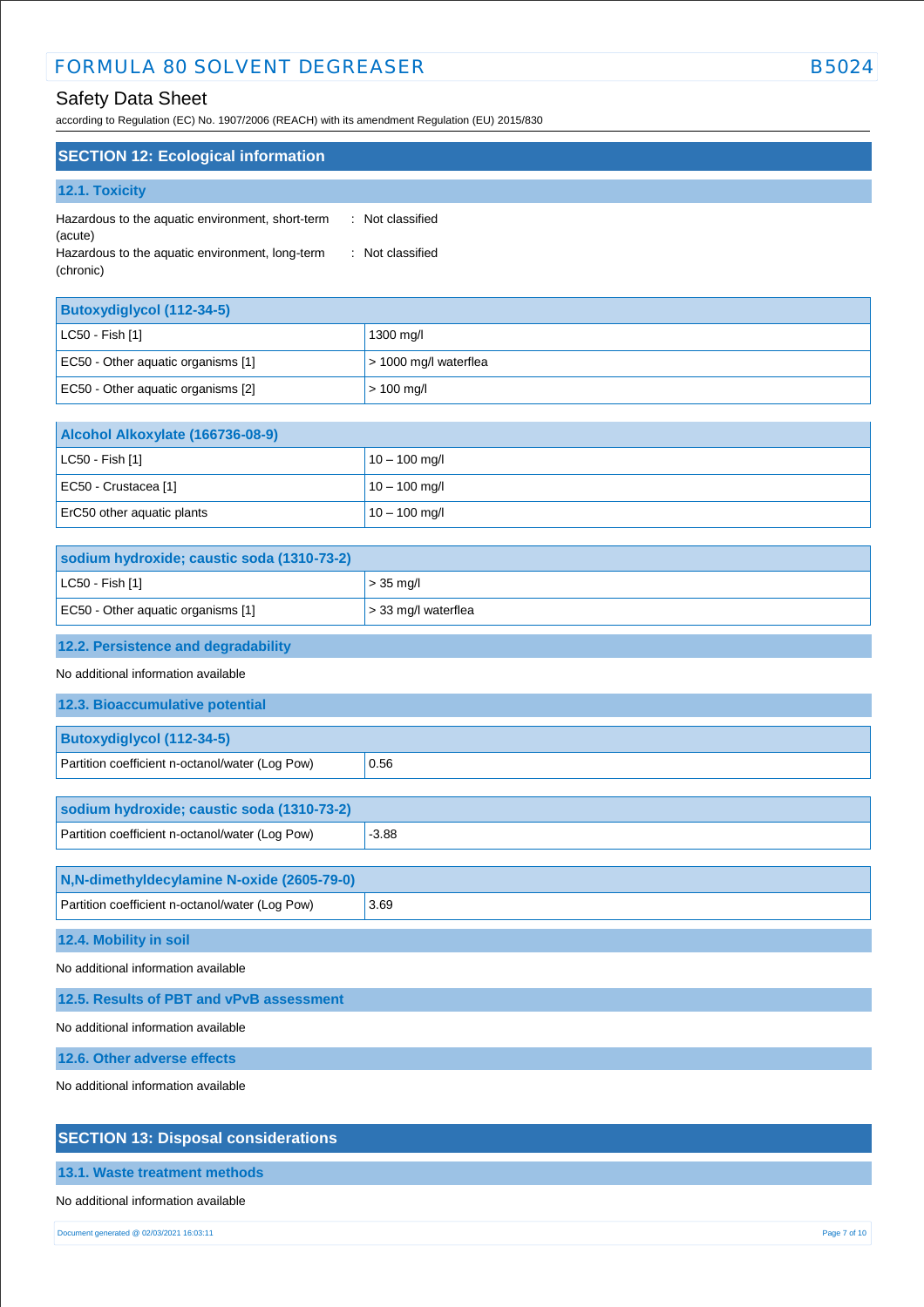## SECTION 12: Ecological information

### 12.1. Toxicity

Hazardous to the aquatic environment, short-term (acute) : Not classified

Hazardous to the aquatic environment, long-term (chronic) : Not classified

| Butoxydiglycol (112-34-5) | |
|---|---|
| LC50 - Fish [1] | 1300 mg/l |
| EC50 - Other aquatic organisms [1] | > 1000 mg/l waterflea |
| EC50 - Other aquatic organisms [2] | > 100 mg/l |

| Alcohol Alkoxylate (166736-08-9) | |
|---|---|
| LC50 - Fish [1] | 10 – 100 mg/l |
| EC50 - Crustacea [1] | 10 – 100 mg/l |
| ErC50 other aquatic plants | 10 – 100 mg/l |

| sodium hydroxide; caustic soda (1310-73-2) | |
|---|---|
| LC50 - Fish [1] | > 35 mg/l |
| EC50 - Other aquatic organisms [1] | > 33 mg/l waterflea |

### 12.2. Persistence and degradability

No additional information available

### 12.3. Bioaccumulative potential

| Butoxydiglycol (112-34-5) | |
|---|---|
| Partition coefficient n-octanol/water (Log Pow) | 0.56 |

| sodium hydroxide; caustic soda (1310-73-2) | |
|---|---|
| Partition coefficient n-octanol/water (Log Pow) | -3.88 |

| N,N-dimethyldecylamine N-oxide (2605-79-0) | |
|---|---|
| Partition coefficient n-octanol/water (Log Pow) | 3.69 |

### 12.4. Mobility in soil

No additional information available

### 12.5. Results of PBT and vPvB assessment

No additional information available

### 12.6. Other adverse effects

No additional information available

## SECTION 13: Disposal considerations

### 13.1. Waste treatment methods

No additional information available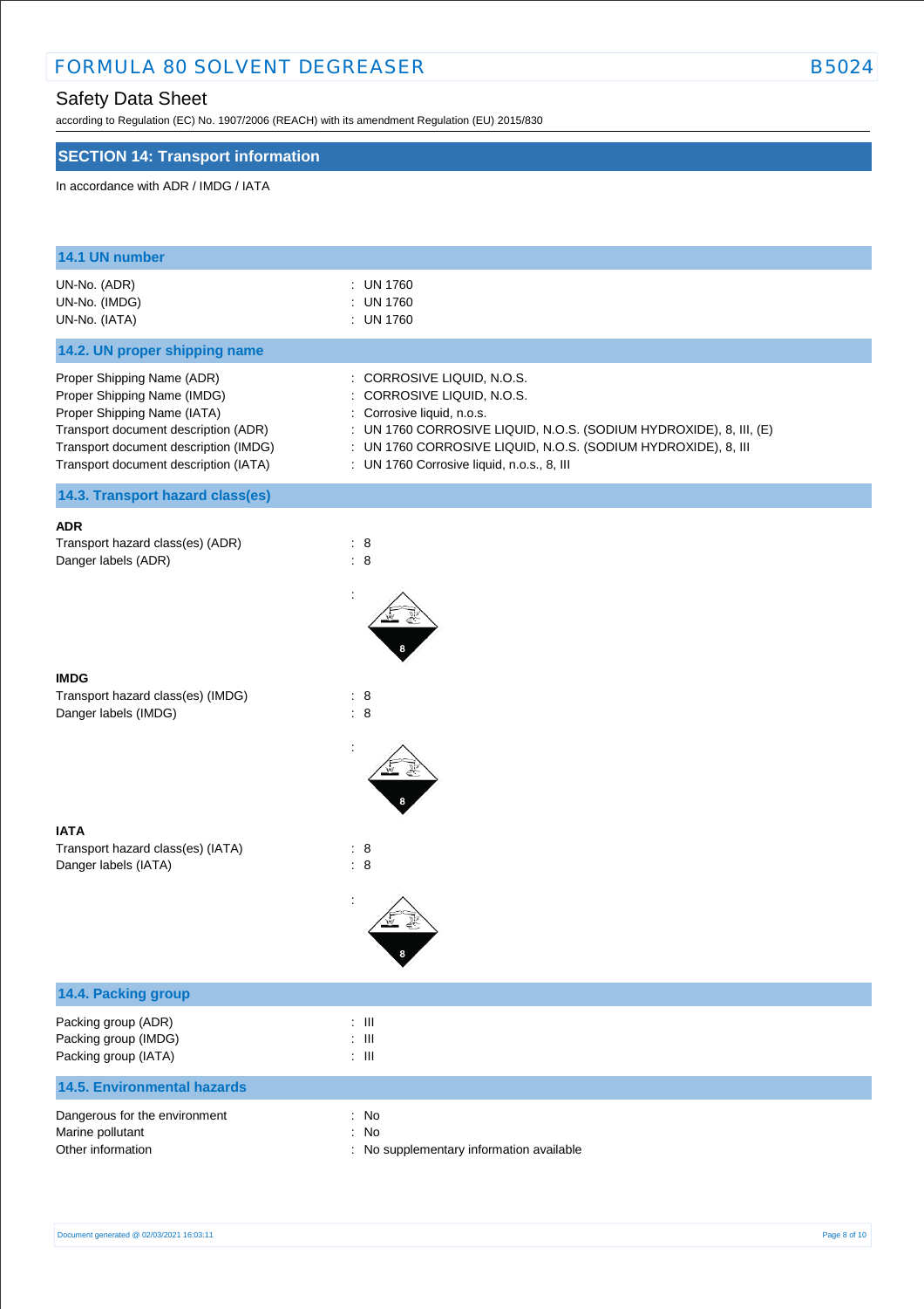## Safety Data Sheet

according to Regulation (EC) No. 1907/2006 (REACH) with its amendment Regulation (EU) 2015/830

## SECTION 14: Transport information

In accordance with ADR / IMDG / IATA

### 14.1 UN number

UN-No. (ADR) : UN 1760
UN-No. (IMDG) : UN 1760
UN-No. (IATA) : UN 1760

### 14.2. UN proper shipping name

Proper Shipping Name (ADR) : CORROSIVE LIQUID, N.O.S.
Proper Shipping Name (IMDG) : CORROSIVE LIQUID, N.O.S.
Proper Shipping Name (IATA) : Corrosive liquid, n.o.s.
Transport document description (ADR) : UN 1760 CORROSIVE LIQUID, N.O.S. (SODIUM HYDROXIDE), 8, III, (E)
Transport document description (IMDG) : UN 1760 CORROSIVE LIQUID, N.O.S. (SODIUM HYDROXIDE), 8, III
Transport document description (IATA) : UN 1760 Corrosive liquid, n.o.s., 8, III

### 14.3. Transport hazard class(es)

**ADR**

Transport hazard class(es) (ADR) : 8
Danger labels (ADR) : 8

:

**IMDG**

Transport hazard class(es) (IMDG) : 8
Danger labels (IMDG) : 8

:

**IATA**

Transport hazard class(es) (IATA) : 8
Danger labels (IATA) : 8

:

### 14.4. Packing group

Packing group (ADR) : III
Packing group (IMDG) : III
Packing group (IATA) : III

### 14.5. Environmental hazards

Dangerous for the environment : No
Marine pollutant : No
Other information : No supplementary information available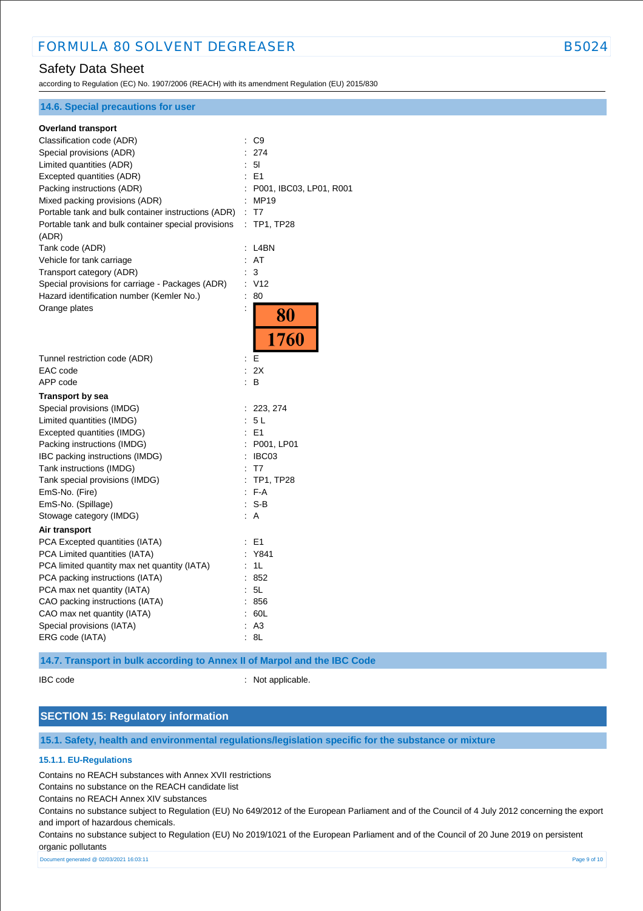### 14.6. Special precautions for user

**Overland transport**

| | |
|---|---|
| Classification code (ADR) | : C9 |
| Special provisions (ADR) | : 274 |
| Limited quantities (ADR) | : 5l |
| Excepted quantities (ADR) | : E1 |
| Packing instructions (ADR) | : P001, IBC03, LP01, R001 |
| Mixed packing provisions (ADR) | : MP19 |
| Portable tank and bulk container instructions (ADR) | : T7 |
| Portable tank and bulk container special provisions (ADR) | : TP1, TP28 |
| Tank code (ADR) | : L4BN |
| Vehicle for tank carriage | : AT |
| Transport category (ADR) | : 3 |
| Special provisions for carriage - Packages (ADR) | : V12 |
| Hazard identification number (Kemler No.) | : 80 |
| Orange plates | : 80 / 1760 |
| Tunnel restriction code (ADR) | : E |
| EAC code | : 2X |
| APP code | : B |

**Transport by sea**

| | |
|---|---|
| Special provisions (IMDG) | : 223, 274 |
| Limited quantities (IMDG) | : 5 L |
| Excepted quantities (IMDG) | : E1 |
| Packing instructions (IMDG) | : P001, LP01 |
| IBC packing instructions (IMDG) | : IBC03 |
| Tank instructions (IMDG) | : T7 |
| Tank special provisions (IMDG) | : TP1, TP28 |
| EmS-No. (Fire) | : F-A |
| EmS-No. (Spillage) | : S-B |
| Stowage category (IMDG) | : A |

**Air transport**

| | |
|---|---|
| PCA Excepted quantities (IATA) | : E1 |
| PCA Limited quantities (IATA) | : Y841 |
| PCA limited quantity max net quantity (IATA) | : 1L |
| PCA packing instructions (IATA) | : 852 |
| PCA max net quantity (IATA) | : 5L |
| CAO packing instructions (IATA) | : 856 |
| CAO max net quantity (IATA) | : 60L |
| Special provisions (IATA) | : A3 |
| ERG code (IATA) | : 8L |

### 14.7. Transport in bulk according to Annex II of Marpol and the IBC Code

IBC code : Not applicable.

## SECTION 15: Regulatory information

### 15.1. Safety, health and environmental regulations/legislation specific for the substance or mixture

#### 15.1.1. EU-Regulations

Contains no REACH substances with Annex XVII restrictions

Contains no substance on the REACH candidate list

Contains no REACH Annex XIV substances

Contains no substance subject to Regulation (EU) No 649/2012 of the European Parliament and of the Council of 4 July 2012 concerning the export and import of hazardous chemicals.

Contains no substance subject to Regulation (EU) No 2019/1021 of the European Parliament and of the Council of 20 June 2019 on persistent organic pollutants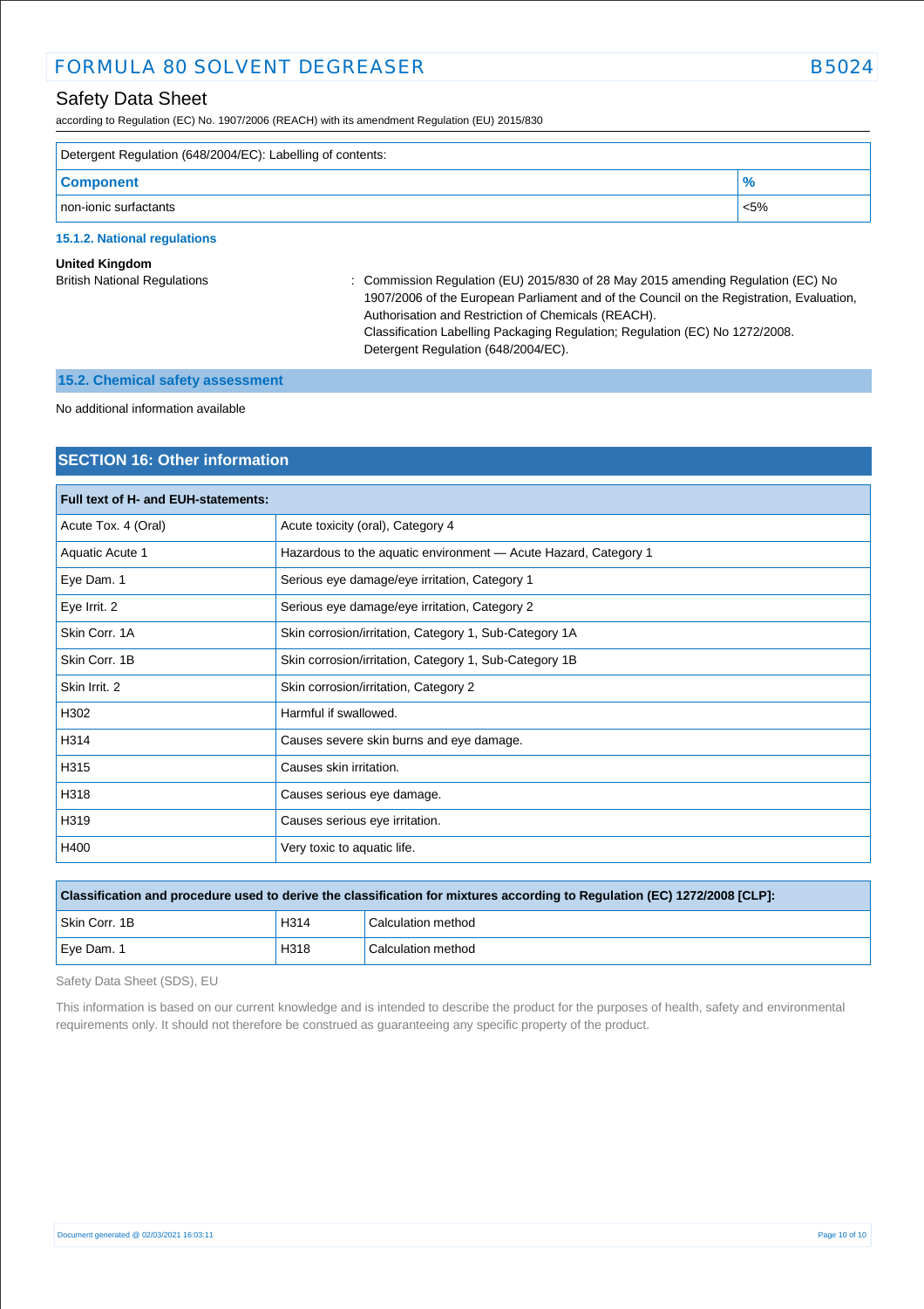| Detergent Regulation (648/2004/EC): Labelling of contents: | |
|---|---|
| **Component** | **%** |
| non-ionic surfactants | <5% |

#### 15.1.2. National regulations

**United Kingdom**

British National Regulations : Commission Regulation (EU) 2015/830 of 28 May 2015 amending Regulation (EC) No 1907/2006 of the European Parliament and of the Council on the Registration, Evaluation, Authorisation and Restriction of Chemicals (REACH).
Classification Labelling Packaging Regulation; Regulation (EC) No 1272/2008.
Detergent Regulation (648/2004/EC).

### 15.2. Chemical safety assessment

No additional information available

## SECTION 16: Other information

| Full text of H- and EUH-statements: | |
|---|---|
| Acute Tox. 4 (Oral) | Acute toxicity (oral), Category 4 |
| Aquatic Acute 1 | Hazardous to the aquatic environment — Acute Hazard, Category 1 |
| Eye Dam. 1 | Serious eye damage/eye irritation, Category 1 |
| Eye Irrit. 2 | Serious eye damage/eye irritation, Category 2 |
| Skin Corr. 1A | Skin corrosion/irritation, Category 1, Sub-Category 1A |
| Skin Corr. 1B | Skin corrosion/irritation, Category 1, Sub-Category 1B |
| Skin Irrit. 2 | Skin corrosion/irritation, Category 2 |
| H302 | Harmful if swallowed. |
| H314 | Causes severe skin burns and eye damage. |
| H315 | Causes skin irritation. |
| H318 | Causes serious eye damage. |
| H319 | Causes serious eye irritation. |
| H400 | Very toxic to aquatic life. |

| Classification and procedure used to derive the classification for mixtures according to Regulation (EC) 1272/2008 [CLP]: | | |
|---|---|---|
| Skin Corr. 1B | H314 | Calculation method |
| Eye Dam. 1 | H318 | Calculation method |

Safety Data Sheet (SDS), EU

This information is based on our current knowledge and is intended to describe the product for the purposes of health, safety and environmental requirements only. It should not therefore be construed as guaranteeing any specific property of the product.